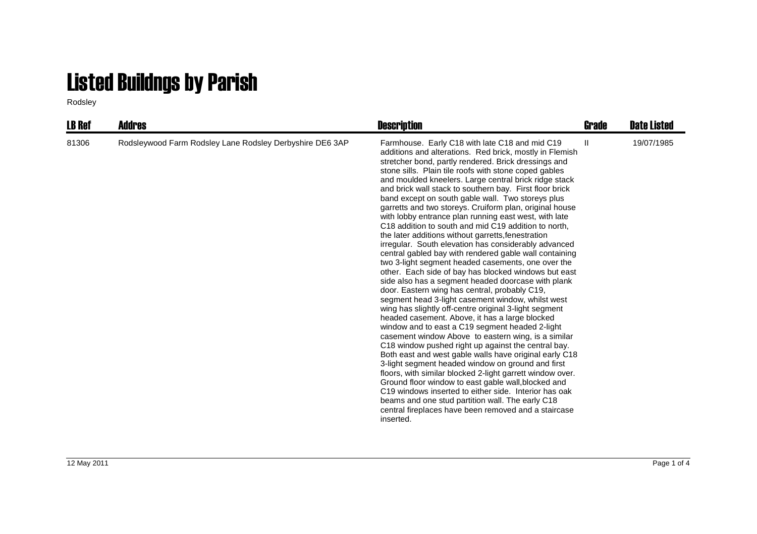# Listed Buildngs by Parish

Rodsley

| LB Ref | Addres | Description | Grade | Date Listed |
| --- | --- | --- | --- | --- |
| 81306 | Rodsleywood Farm Rodsley Lane Rodsley Derbyshire DE6 3AP | Farmhouse. Early C18 with late C18 and mid C19 additions and alterations. Red brick, mostly in Flemish stretcher bond, partly rendered. Brick dressings and stone sills. Plain tile roofs with stone coped gables and moulded kneelers. Large central brick ridge stack and brick wall stack to southern bay. First floor brick band except on south gable wall. Two storeys plus garretts and two storeys. Cruiform plan, original house with lobby entrance plan running east west, with late C18 addition to south and mid C19 addition to north, the later additions without garretts,fenestration irregular. South elevation has considerably advanced central gabled bay with rendered gable wall containing two 3-light segment headed casements, one over the other. Each side of bay has blocked windows but east side also has a segment headed doorcase with plank door. Eastern wing has central, probably C19, segment head 3-light casement window, whilst west wing has slightly off-centre original 3-light segment headed casement. Above, it has a large blocked window and to east a C19 segment headed 2-light casement window Above to eastern wing, is a similar C18 window pushed right up against the central bay. Both east and west gable walls have original early C18 3-light segment headed window on ground and first floors, with similar blocked 2-light garrett window over. Ground floor window to east gable wall,blocked and C19 windows inserted to either side. Interior has oak beams and one stud partition wall. The early C18 central fireplaces have been removed and a staircase inserted. | II | 19/07/1985 |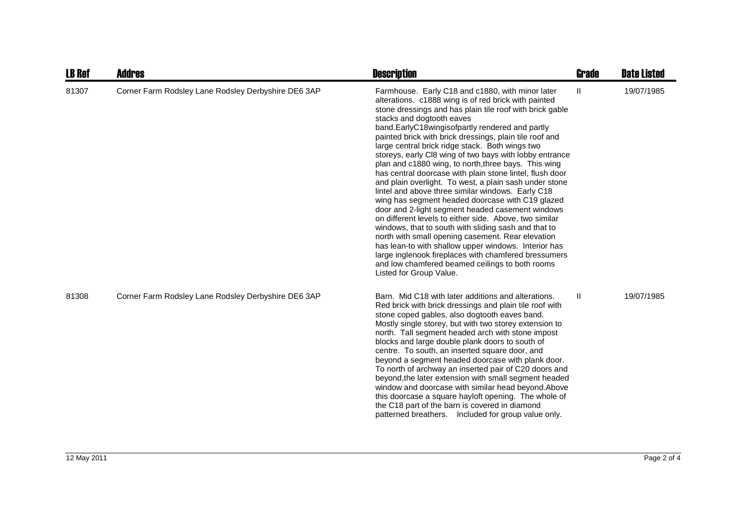| LB Ref | Addres | Description | Grade | Date Listed |
|---|---|---|---|---|
| 81307 | Corner Farm Rodsley Lane Rodsley Derbyshire DE6 3AP | Farmhouse. Early C18 and c1880, with minor later alterations. c1888 wing is of red brick with painted stone dressings and has plain tile roof with brick gable stacks and dogtooth eaves band.EarlyC18wingisofpartly rendered and partly painted brick with brick dressings, plain tile roof and large central brick ridge stack. Both wings two storeys, early Cl8 wing of two bays with lobby entrance plan and c1880 wing, to north,three bays. This wing has central doorcase with plain stone lintel, flush door and plain overlight. To west, a plain sash under stone lintel and above three similar windows. Early C18 wing has segment headed doorcase with C19 glazed door and 2-light segment headed casement windows on different levels to either side. Above, two similar windows, that to south with sliding sash and that to north with small opening casement. Rear elevation has lean-to with shallow upper windows. Interior has large inglenook fireplaces with chamfered bressumers and low chamfered beamed ceilings to both rooms Listed for Group Value. | II | 19/07/1985 |
| 81308 | Corner Farm Rodsley Lane Rodsley Derbyshire DE6 3AP | Barn. Mid C18 with later additions and alterations. Red brick with brick dressings and plain tile roof with stone coped gables, also dogtooth eaves band. Mostly single storey, but with two storey extension to north. Tall segment headed arch with stone impost blocks and large double plank doors to south of centre. To south, an inserted square door, and beyond a segment headed doorcase with plank door. To north of archway an inserted pair of C20 doors and beyond,the later extension with small segment headed window and doorcase with similar head beyond.Above this doorcase a square hayloft opening. The whole of the C18 part of the barn is covered in diamond patterned breathers. Included for group value only. | II | 19/07/1985 |

12 May 2011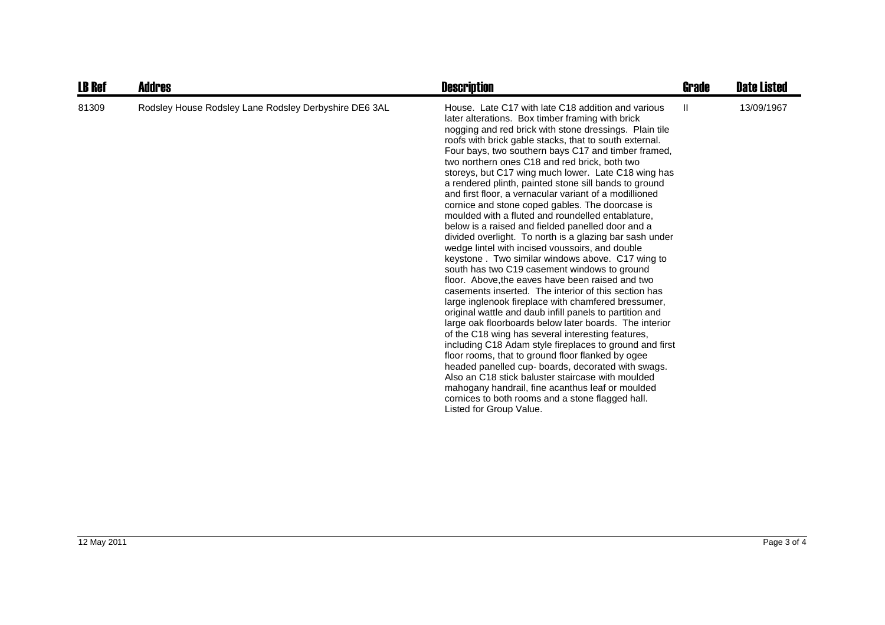| LB Ref | Addres | Description | Grade | Date Listed |
|---|---|---|---|---|
| 81309 | Rodsley House Rodsley Lane Rodsley Derbyshire DE6 3AL | House. Late C17 with late C18 addition and various later alterations. Box timber framing with brick nogging and red brick with stone dressings. Plain tile roofs with brick gable stacks, that to south external. Four bays, two southern bays C17 and timber framed, two northern ones C18 and red brick, both two storeys, but C17 wing much lower. Late C18 wing has a rendered plinth, painted stone sill bands to ground and first floor, a vernacular variant of a modillioned cornice and stone coped gables. The doorcase is moulded with a fluted and roundelled entablature, below is a raised and fielded panelled door and a divided overlight. To north is a glazing bar sash under wedge lintel with incised voussoirs, and double keystone . Two similar windows above. C17 wing to south has two C19 casement windows to ground floor. Above,the eaves have been raised and two casements inserted. The interior of this section has large inglenook fireplace with chamfered bressumer, original wattle and daub infill panels to partition and large oak floorboards below later boards. The interior of the C18 wing has several interesting features, including C18 Adam style fireplaces to ground and first floor rooms, that to ground floor flanked by ogee headed panelled cup- boards, decorated with swags. Also an C18 stick baluster staircase with moulded mahogany handrail, fine acanthus leaf or moulded cornices to both rooms and a stone flagged hall. Listed for Group Value. | II | 13/09/1967 |

12 May 2011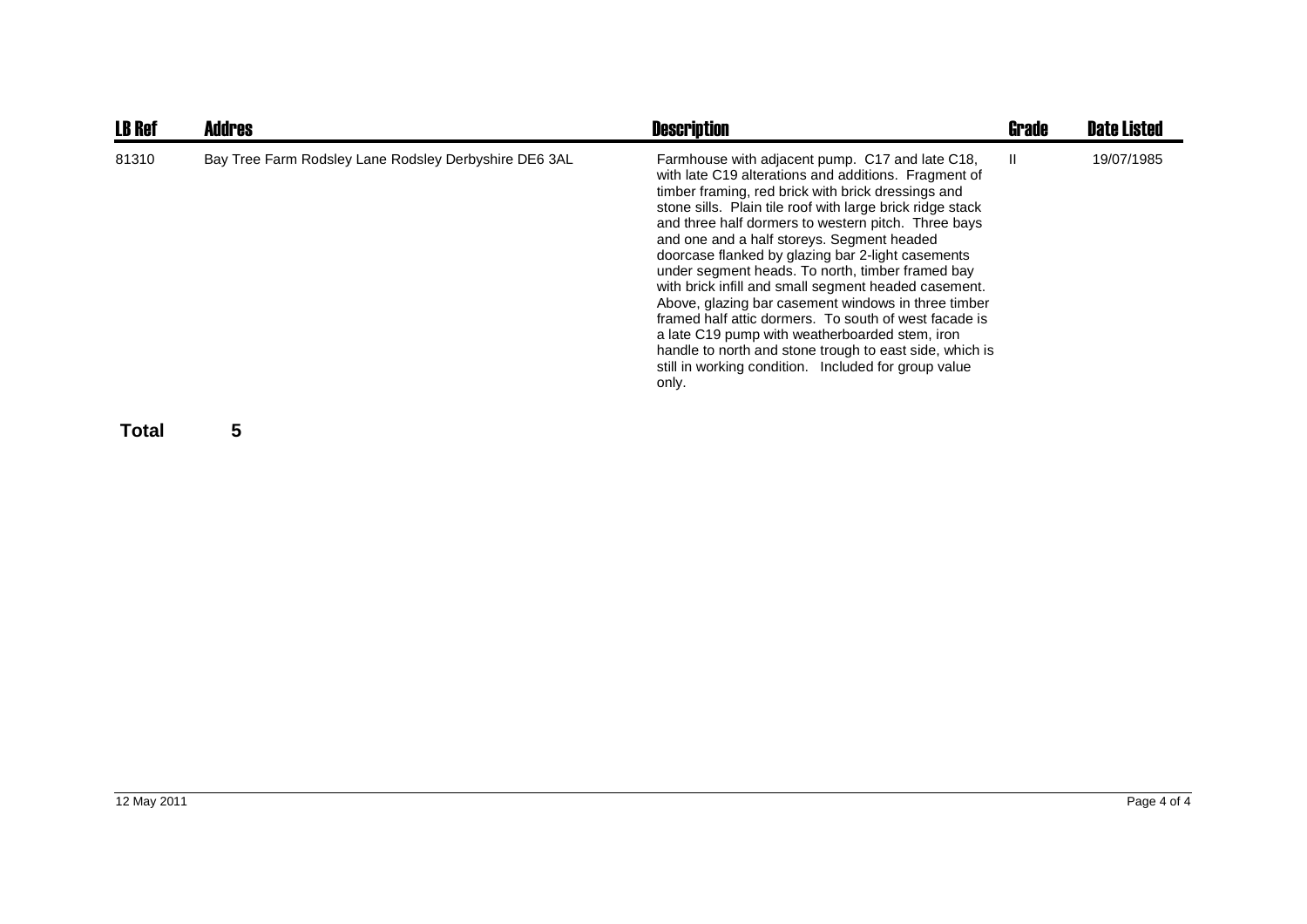| LB Ref | Addres | Description | Grade | Date Listed |
|---|---|---|---|---|
| 81310 | Bay Tree Farm Rodsley Lane Rodsley Derbyshire DE6 3AL | Farmhouse with adjacent pump. C17 and late C18, with late C19 alterations and additions. Fragment of timber framing, red brick with brick dressings and stone sills. Plain tile roof with large brick ridge stack and three half dormers to western pitch. Three bays and one and a half storeys. Segment headed doorcase flanked by glazing bar 2-light casements under segment heads. To north, timber framed bay with brick infill and small segment headed casement. Above, glazing bar casement windows in three timber framed half attic dormers. To south of west facade is a late C19 pump with weatherboarded stem, iron handle to north and stone trough to east side, which is still in working condition. Included for group value only. | II | 19/07/1985 |

**Total** 5